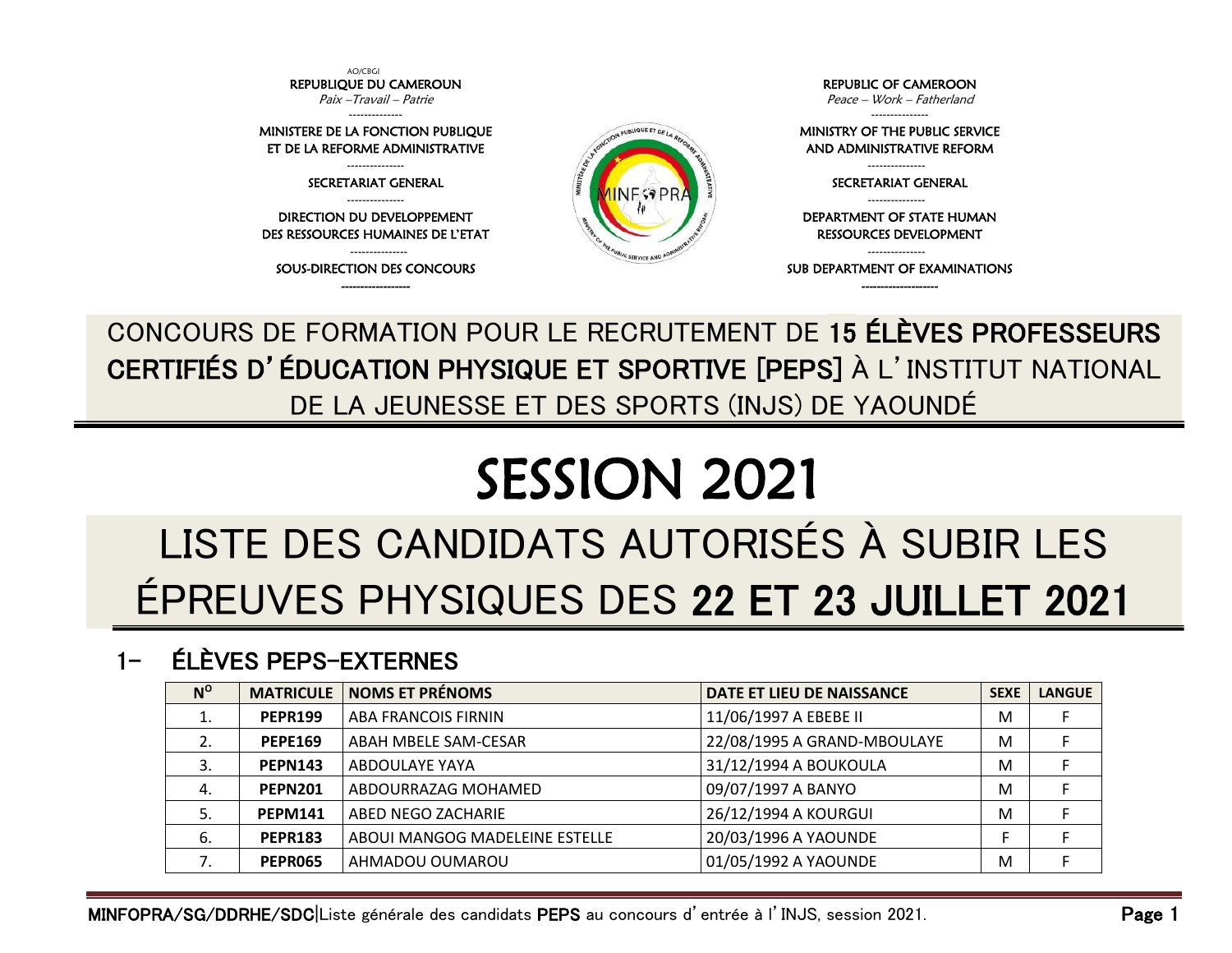AO/CBGI

REPUBLIQUE DU CAMEROUN
*Paix –Travail – Patrie*

MINISTERE DE LA FONCTION PUBLIQUE ET DE LA REFORME ADMINISTRATIVE

SECRETARIAT GENERAL

DIRECTION DU DEVELOPPEMENT DES RESSOURCES HUMAINES DE L'ETAT

SOUS-DIRECTION DES CONCOURS

REPUBLIC OF CAMEROON
*Peace – Work – Fatherland*

MINISTRY OF THE PUBLIC SERVICE AND ADMINISTRATIVE REFORM

SECRETARIAT GENERAL

DEPARTMENT OF STATE HUMAN RESSOURCES DEVELOPMENT

SUB DEPARTMENT OF EXAMINATIONS

CONCOURS DE FORMATION POUR LE RECRUTEMENT DE **15 ÉLÈVES PROFESSEURS CERTIFIÉS D'ÉDUCATION PHYSIQUE ET SPORTIVE [PEPS]** À L'INSTITUT NATIONAL DE LA JEUNESSE ET DES SPORTS (INJS) DE YAOUNDÉ

# SESSION 2021

# LISTE DES CANDIDATS AUTORISÉS À SUBIR LES ÉPREUVES PHYSIQUES DES **22 ET 23 JUILLET 2021**

## 1- ÉLÈVES PEPS-EXTERNES

| N° | MATRICULE | NOMS ET PRÉNOMS | DATE ET LIEU DE NAISSANCE | SEXE | LANGUE |
|---|---|---|---|---|---|
| 1. | **PEPR199** | ABA FRANCOIS FIRNIN | 11/06/1997 A EBEBE II | M | F |
| 2. | **PEPE169** | ABAH MBELE SAM-CESAR | 22/08/1995 A GRAND-MBOULAYE | M | F |
| 3. | **PEPN143** | ABDOULAYE YAYA | 31/12/1994 A BOUKOULA | M | F |
| 4. | **PEPN201** | ABDOURRAZAG MOHAMED | 09/07/1997 A BANYO | M | F |
| 5. | **PEPM141** | ABED NEGO ZACHARIE | 26/12/1994 A KOURGUI | M | F |
| 6. | **PEPR183** | ABOUI MANGOG MADELEINE ESTELLE | 20/03/1996 A YAOUNDE | F | F |
| 7. | **PEPR065** | AHMADOU OUMAROU | 01/05/1992 A YAOUNDE | M | F |

MINFOPRA/SG/DDRHE/SDC|Liste générale des candidats PEPS au concours d'entrée à l'INJS, session 2021.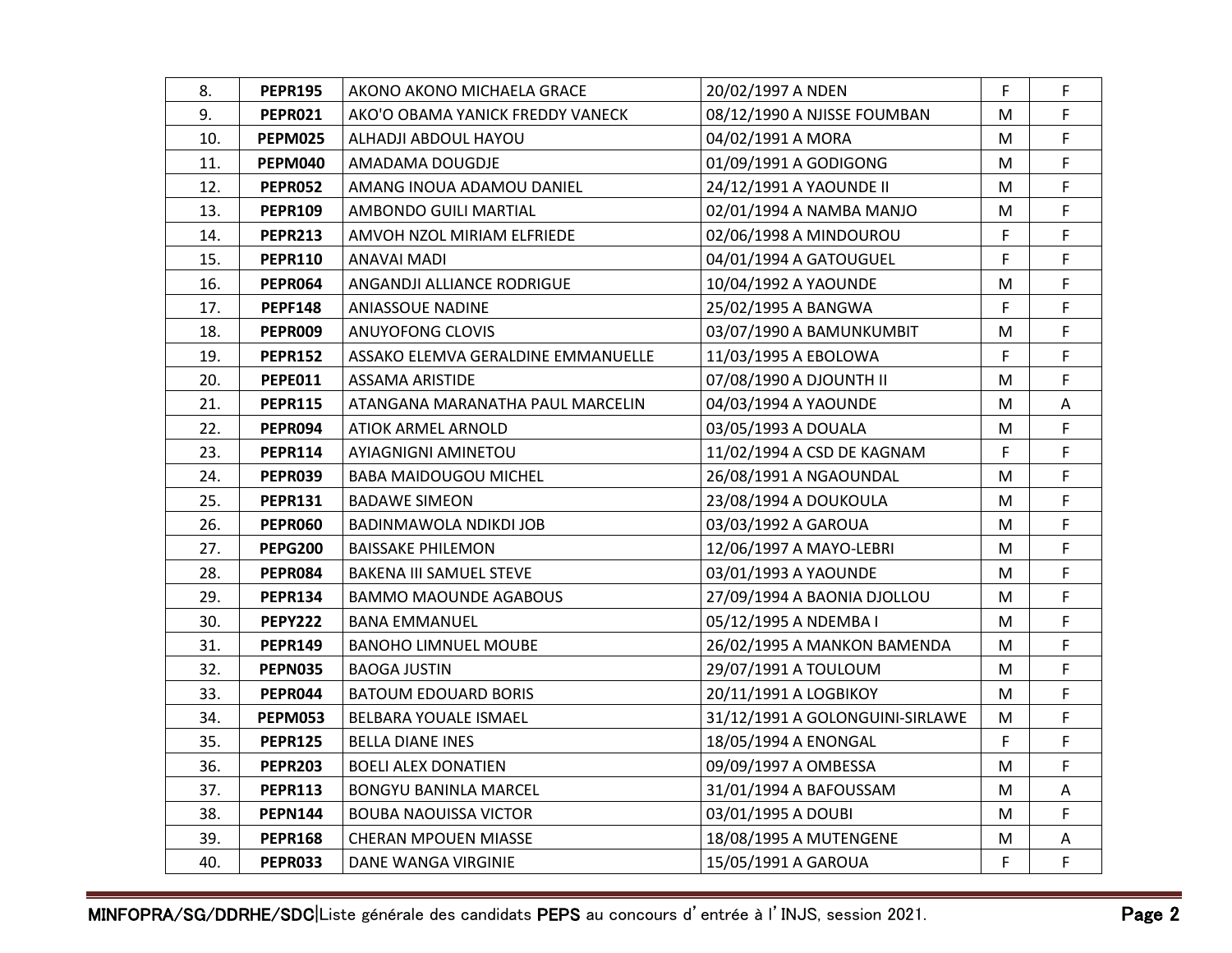| | | | | | |
|---|---|---|---|---|---|
| 8. | **PEPR195** | AKONO AKONO MICHAELA GRACE | 20/02/1997 A NDEN | F | F |
| 9. | **PEPR021** | AKO'O OBAMA YANICK FREDDY VANECK | 08/12/1990 A NJISSE FOUMBAN | M | F |
| 10. | **PEPM025** | ALHADJI ABDOUL HAYOU | 04/02/1991 A MORA | M | F |
| 11. | **PEPM040** | AMADAMA DOUGDJE | 01/09/1991 A GODIGONG | M | F |
| 12. | **PEPR052** | AMANG INOUA ADAMOU DANIEL | 24/12/1991 A YAOUNDE II | M | F |
| 13. | **PEPR109** | AMBONDO GUILI MARTIAL | 02/01/1994 A NAMBA MANJO | M | F |
| 14. | **PEPR213** | AMVOH NZOL MIRIAM ELFRIEDE | 02/06/1998 A MINDOUROU | F | F |
| 15. | **PEPR110** | ANAVAI MADI | 04/01/1994 A GATOUGUEL | F | F |
| 16. | **PEPR064** | ANGANDJI ALLIANCE RODRIGUE | 10/04/1992 A YAOUNDE | M | F |
| 17. | **PEPF148** | ANIASSOUE NADINE | 25/02/1995 A BANGWA | F | F |
| 18. | **PEPR009** | ANUYOFONG CLOVIS | 03/07/1990 A BAMUNKUMBIT | M | F |
| 19. | **PEPR152** | ASSAKO ELEMVA GERALDINE EMMANUELLE | 11/03/1995 A EBOLOWA | F | F |
| 20. | **PEPE011** | ASSAMA ARISTIDE | 07/08/1990 A DJOUNTH II | M | F |
| 21. | **PEPR115** | ATANGANA MARANATHA PAUL MARCELIN | 04/03/1994 A YAOUNDE | M | A |
| 22. | **PEPR094** | ATIOK ARMEL ARNOLD | 03/05/1993 A DOUALA | M | F |
| 23. | **PEPR114** | AYIAGNIGNI AMINETOU | 11/02/1994 A CSD DE KAGNAM | F | F |
| 24. | **PEPR039** | BABA MAIDOUGOU MICHEL | 26/08/1991 A NGAOUNDAL | M | F |
| 25. | **PEPR131** | BADAWE SIMEON | 23/08/1994 A DOUKOULA | M | F |
| 26. | **PEPR060** | BADINMAWOLA NDIKDI JOB | 03/03/1992 A GAROUA | M | F |
| 27. | **PEPG200** | BAISSAKE PHILEMON | 12/06/1997 A MAYO-LEBRI | M | F |
| 28. | **PEPR084** | BAKENA III SAMUEL STEVE | 03/01/1993 A YAOUNDE | M | F |
| 29. | **PEPR134** | BAMMO MAOUNDE AGABOUS | 27/09/1994 A BAONIA DJOLLOU | M | F |
| 30. | **PEPY222** | BANA EMMANUEL | 05/12/1995 A NDEMBA I | M | F |
| 31. | **PEPR149** | BANOHO LIMNUEL MOUBE | 26/02/1995 A MANKON BAMENDA | M | F |
| 32. | **PEPN035** | BAOGA JUSTIN | 29/07/1991 A TOULOUM | M | F |
| 33. | **PEPR044** | BATOUM EDOUARD BORIS | 20/11/1991 A LOGBIKOY | M | F |
| 34. | **PEPM053** | BELBARA YOUALE ISMAEL | 31/12/1991 A GOLONGUINI-SIRLAWE | M | F |
| 35. | **PEPR125** | BELLA DIANE INES | 18/05/1994 A ENONGAL | F | F |
| 36. | **PEPR203** | BOELI ALEX DONATIEN | 09/09/1997 A OMBESSA | M | F |
| 37. | **PEPR113** | BONGYU BANINLA MARCEL | 31/01/1994 A BAFOUSSAM | M | A |
| 38. | **PEPN144** | BOUBA NAOUISSA VICTOR | 03/01/1995 A DOUBI | M | F |
| 39. | **PEPR168** | CHERAN MPOUEN MIASSE | 18/08/1995 A MUTENGENE | M | A |
| 40. | **PEPR033** | DANE WANGA VIRGINIE | 15/05/1991 A GAROUA | F | F |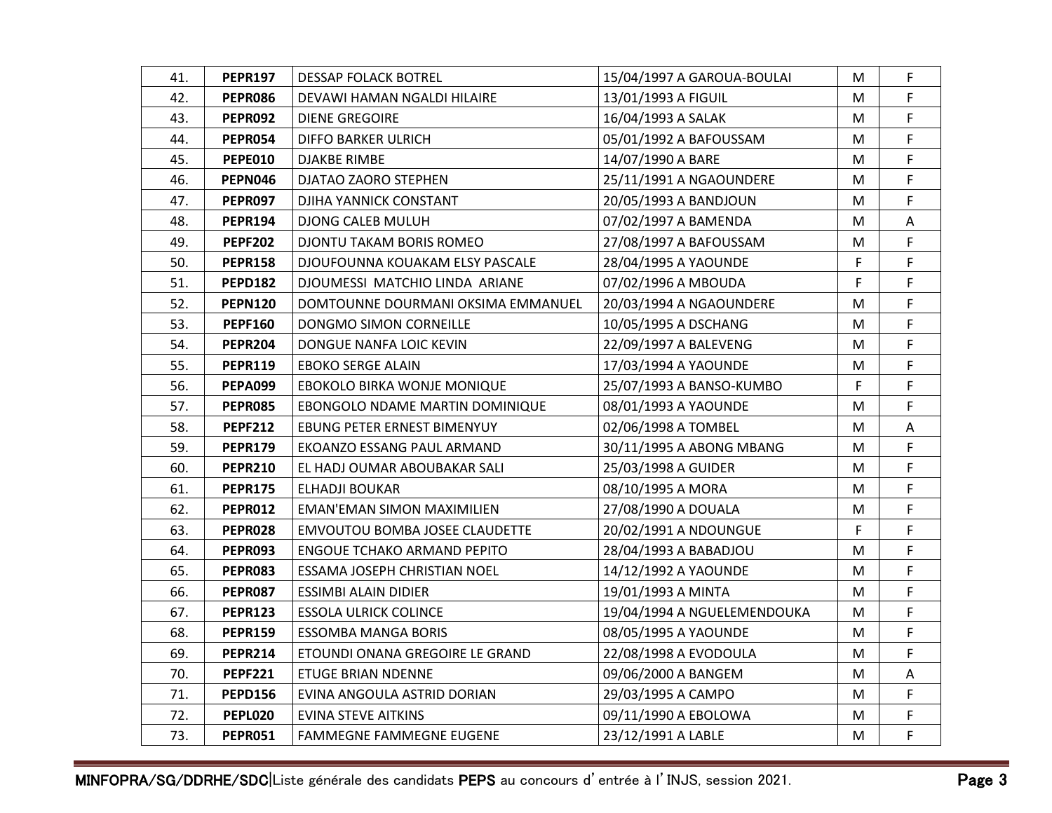| | | | | | |
|---|---|---|---|---|---|
| 41. | **PEPR197** | DESSAP FOLACK BOTREL | 15/04/1997 A GAROUA-BOULAI | M | F |
| 42. | **PEPR086** | DEVAWI HAMAN NGALDI HILAIRE | 13/01/1993 A FIGUIL | M | F |
| 43. | **PEPR092** | DIENE GREGOIRE | 16/04/1993 A SALAK | M | F |
| 44. | **PEPR054** | DIFFO BARKER ULRICH | 05/01/1992 A BAFOUSSAM | M | F |
| 45. | **PEPE010** | DJAKBE RIMBE | 14/07/1990 A BARE | M | F |
| 46. | **PEPN046** | DJATAO ZAORO STEPHEN | 25/11/1991 A NGAOUNDERE | M | F |
| 47. | **PEPR097** | DJIHA YANNICK CONSTANT | 20/05/1993 A BANDJOUN | M | F |
| 48. | **PEPR194** | DJONG CALEB MULUH | 07/02/1997 A BAMENDA | M | A |
| 49. | **PEPF202** | DJONTU TAKAM BORIS ROMEO | 27/08/1997 A BAFOUSSAM | M | F |
| 50. | **PEPR158** | DJOUFOUNNA KOUAKAM ELSY PASCALE | 28/04/1995 A YAOUNDE | F | F |
| 51. | **PEPD182** | DJOUMESSI MATCHIO LINDA ARIANE | 07/02/1996 A MBOUDA | F | F |
| 52. | **PEPN120** | DOMTOUNNE DOURMANI OKSIMA EMMANUEL | 20/03/1994 A NGAOUNDERE | M | F |
| 53. | **PEPF160** | DONGMO SIMON CORNEILLE | 10/05/1995 A DSCHANG | M | F |
| 54. | **PEPR204** | DONGUE NANFA LOIC KEVIN | 22/09/1997 A BALEVENG | M | F |
| 55. | **PEPR119** | EBOKO SERGE ALAIN | 17/03/1994 A YAOUNDE | M | F |
| 56. | **PEPA099** | EBOKOLO BIRKA WONJE MONIQUE | 25/07/1993 A BANSO-KUMBO | F | F |
| 57. | **PEPR085** | EBONGOLO NDAME MARTIN DOMINIQUE | 08/01/1993 A YAOUNDE | M | F |
| 58. | **PEPF212** | EBUNG PETER ERNEST BIMENYUY | 02/06/1998 A TOMBEL | M | A |
| 59. | **PEPR179** | EKOANZO ESSANG PAUL ARMAND | 30/11/1995 A ABONG MBANG | M | F |
| 60. | **PEPR210** | EL HADJ OUMAR ABOUBAKAR SALI | 25/03/1998 A GUIDER | M | F |
| 61. | **PEPR175** | ELHADJI BOUKAR | 08/10/1995 A MORA | M | F |
| 62. | **PEPR012** | EMAN'EMAN SIMON MAXIMILIEN | 27/08/1990 A DOUALA | M | F |
| 63. | **PEPR028** | EMVOUTOU BOMBA JOSEE CLAUDETTE | 20/02/1991 A NDOUNGUE | F | F |
| 64. | **PEPR093** | ENGOUE TCHAKO ARMAND PEPITO | 28/04/1993 A BABADJOU | M | F |
| 65. | **PEPR083** | ESSAMA JOSEPH CHRISTIAN NOEL | 14/12/1992 A YAOUNDE | M | F |
| 66. | **PEPR087** | ESSIMBI ALAIN DIDIER | 19/01/1993 A MINTA | M | F |
| 67. | **PEPR123** | ESSOLA ULRICK COLINCE | 19/04/1994 A NGUELEMENDOUKA | M | F |
| 68. | **PEPR159** | ESSOMBA MANGA BORIS | 08/05/1995 A YAOUNDE | M | F |
| 69. | **PEPR214** | ETOUNDI ONANA GREGOIRE LE GRAND | 22/08/1998 A EVODOULA | M | F |
| 70. | **PEPF221** | ETUGE BRIAN NDENNE | 09/06/2000 A BANGEM | M | A |
| 71. | **PEPD156** | EVINA ANGOULA ASTRID DORIAN | 29/03/1995 A CAMPO | M | F |
| 72. | **PEPL020** | EVINA STEVE AITKINS | 09/11/1990 A EBOLOWA | M | F |
| 73. | **PEPR051** | FAMMEGNE FAMMEGNE EUGENE | 23/12/1991 A LABLE | M | F |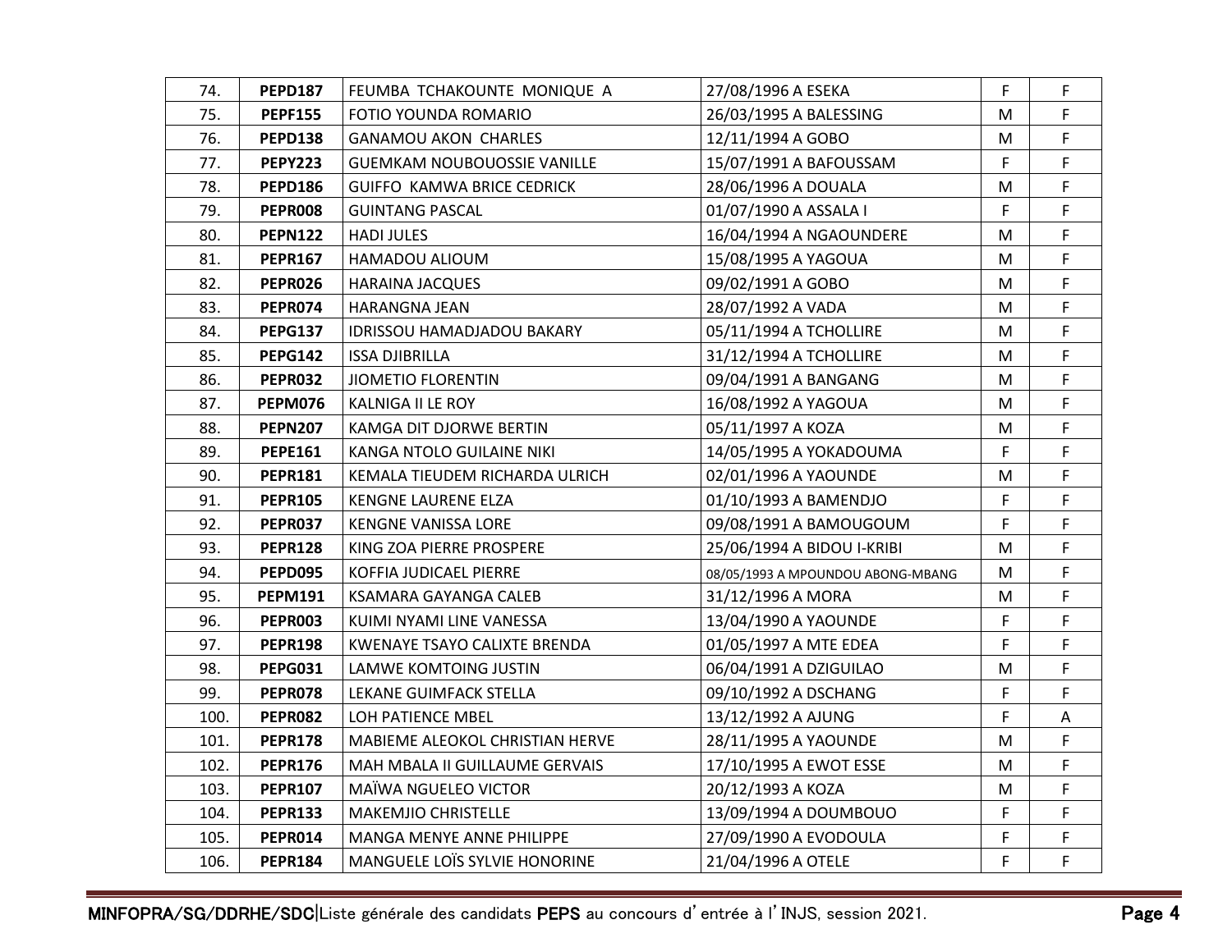| 74. | **PEPD187** | FEUMBA TCHAKOUNTE MONIQUE A | 27/08/1996 A ESEKA | F | F |
|---|---|---|---|---|---|
| 75. | **PEPF155** | FOTIO YOUNDA ROMARIO | 26/03/1995 A BALESSING | M | F |
| 76. | **PEPD138** | GANAMOU AKON CHARLES | 12/11/1994 A GOBO | M | F |
| 77. | **PEPY223** | GUEMKAM NOUBOUOSSIE VANILLE | 15/07/1991 A BAFOUSSAM | F | F |
| 78. | **PEPD186** | GUIFFO KAMWA BRICE CEDRICK | 28/06/1996 A DOUALA | M | F |
| 79. | **PEPR008** | GUINTANG PASCAL | 01/07/1990 A ASSALA I | F | F |
| 80. | **PEPN122** | HADI JULES | 16/04/1994 A NGAOUNDERE | M | F |
| 81. | **PEPR167** | HAMADOU ALIOUM | 15/08/1995 A YAGOUA | M | F |
| 82. | **PEPR026** | HARAINA JACQUES | 09/02/1991 A GOBO | M | F |
| 83. | **PEPR074** | HARANGNA JEAN | 28/07/1992 A VADA | M | F |
| 84. | **PEPG137** | IDRISSOU HAMADJADOU BAKARY | 05/11/1994 A TCHOLLIRE | M | F |
| 85. | **PEPG142** | ISSA DJIBRILLA | 31/12/1994 A TCHOLLIRE | M | F |
| 86. | **PEPR032** | JIOMETIO FLORENTIN | 09/04/1991 A BANGANG | M | F |
| 87. | **PEPM076** | KALNIGA II LE ROY | 16/08/1992 A YAGOUA | M | F |
| 88. | **PEPN207** | KAMGA DIT DJORWE BERTIN | 05/11/1997 A KOZA | M | F |
| 89. | **PEPE161** | KANGA NTOLO GUILAINE NIKI | 14/05/1995 A YOKADOUMA | F | F |
| 90. | **PEPR181** | KEMALA TIEUDEM RICHARDA ULRICH | 02/01/1996 A YAOUNDE | M | F |
| 91. | **PEPR105** | KENGNE LAURENE ELZA | 01/10/1993 A BAMENDJO | F | F |
| 92. | **PEPR037** | KENGNE VANISSA LORE | 09/08/1991 A BAMOUGOUM | F | F |
| 93. | **PEPR128** | KING ZOA PIERRE PROSPERE | 25/06/1994 A BIDOU I-KRIBI | M | F |
| 94. | **PEPD095** | KOFFIA JUDICAEL PIERRE | 08/05/1993 A MPOUNDOU ABONG-MBANG | M | F |
| 95. | **PEPM191** | KSAMARA GAYANGA CALEB | 31/12/1996 A MORA | M | F |
| 96. | **PEPR003** | KUIMI NYAMI LINE VANESSA | 13/04/1990 A YAOUNDE | F | F |
| 97. | **PEPR198** | KWENAYE TSAYO CALIXTE BRENDA | 01/05/1997 A MTE EDEA | F | F |
| 98. | **PEPG031** | LAMWE KOMTOING JUSTIN | 06/04/1991 A DZIGUILAO | M | F |
| 99. | **PEPR078** | LEKANE GUIMFACK STELLA | 09/10/1992 A DSCHANG | F | F |
| 100. | **PEPR082** | LOH PATIENCE MBEL | 13/12/1992 A AJUNG | F | A |
| 101. | **PEPR178** | MABIEME ALEOKOL CHRISTIAN HERVE | 28/11/1995 A YAOUNDE | M | F |
| 102. | **PEPR176** | MAH MBALA II GUILLAUME GERVAIS | 17/10/1995 A EWOT ESSE | M | F |
| 103. | **PEPR107** | MAÏWA NGUELEO VICTOR | 20/12/1993 A KOZA | M | F |
| 104. | **PEPR133** | MAKEMJIO CHRISTELLE | 13/09/1994 A DOUMBOUO | F | F |
| 105. | **PEPR014** | MANGA MENYE ANNE PHILIPPE | 27/09/1990 A EVODOULA | F | F |
| 106. | **PEPR184** | MANGUELE LOÏS SYLVIE HONORINE | 21/04/1996 A OTELE | F | F |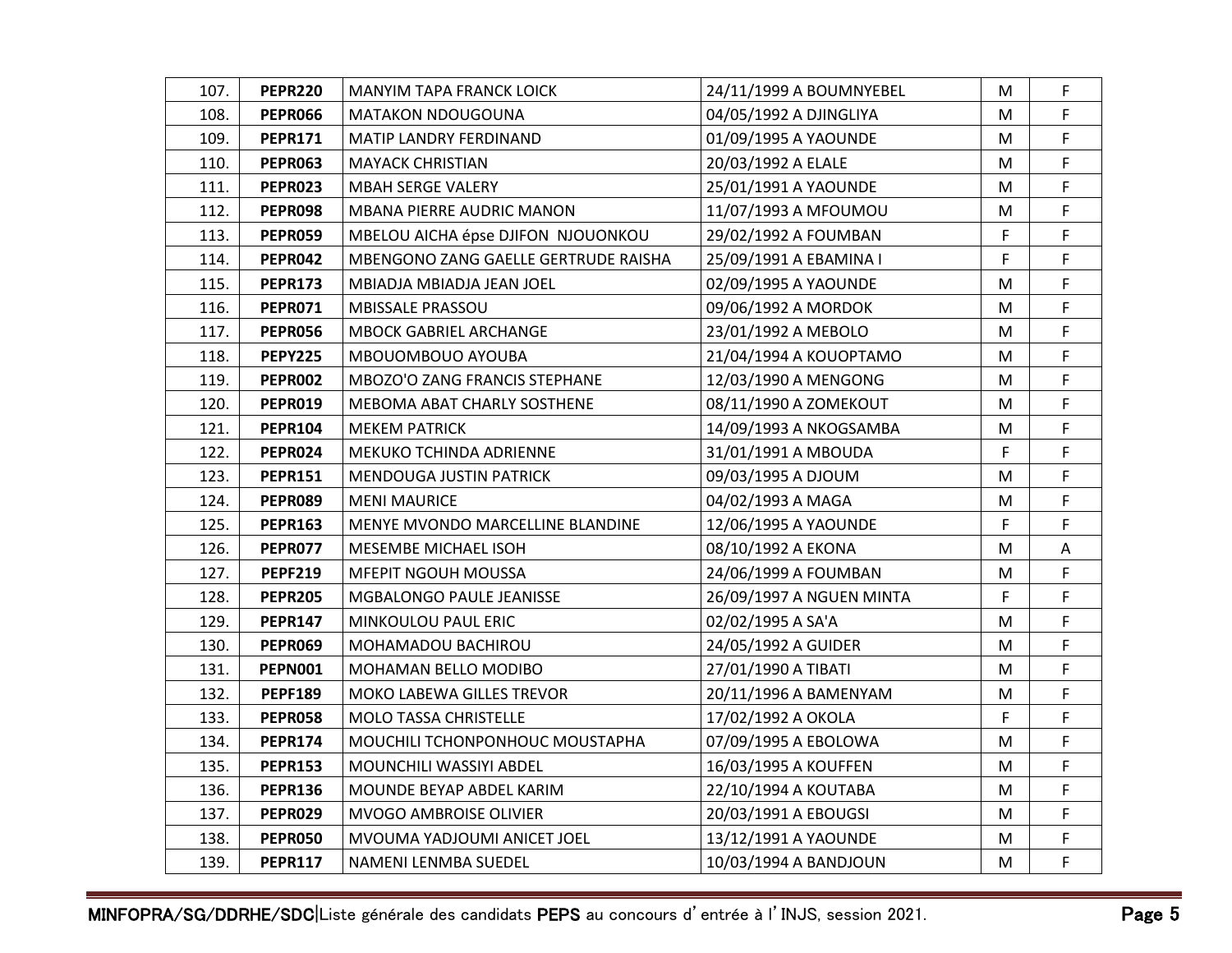| | | | | | |
|---|---|---|---|---|---|
| 107. | **PEPR220** | MANYIM TAPA FRANCK LOICK | 24/11/1999 A BOUMNYEBEL | M | F |
| 108. | **PEPR066** | MATAKON NDOUGOUNA | 04/05/1992 A DJINGLIYA | M | F |
| 109. | **PEPR171** | MATIP LANDRY FERDINAND | 01/09/1995 A YAOUNDE | M | F |
| 110. | **PEPR063** | MAYACK CHRISTIAN | 20/03/1992 A ELALE | M | F |
| 111. | **PEPR023** | MBAH SERGE VALERY | 25/01/1991 A YAOUNDE | M | F |
| 112. | **PEPR098** | MBANA PIERRE AUDRIC MANON | 11/07/1993 A MFOUMOU | M | F |
| 113. | **PEPR059** | MBELOU AICHA épse DJIFON NJOUONKOU | 29/02/1992 A FOUMBAN | F | F |
| 114. | **PEPR042** | MBENGONO ZANG GAELLE GERTRUDE RAISHA | 25/09/1991 A EBAMINA I | F | F |
| 115. | **PEPR173** | MBIADJA MBIADJA JEAN JOEL | 02/09/1995 A YAOUNDE | M | F |
| 116. | **PEPR071** | MBISSALE PRASSOU | 09/06/1992 A MORDOK | M | F |
| 117. | **PEPR056** | MBOCK GABRIEL ARCHANGE | 23/01/1992 A MEBOLO | M | F |
| 118. | **PEPY225** | MBOUOMBOUO AYOUBA | 21/04/1994 A KOUOPTAMO | M | F |
| 119. | **PEPR002** | MBOZO'O ZANG FRANCIS STEPHANE | 12/03/1990 A MENGONG | M | F |
| 120. | **PEPR019** | MEBOMA ABAT CHARLY SOSTHENE | 08/11/1990 A ZOMEKOUT | M | F |
| 121. | **PEPR104** | MEKEM PATRICK | 14/09/1993 A NKOGSAMBA | M | F |
| 122. | **PEPR024** | MEKUKO TCHINDA ADRIENNE | 31/01/1991 A MBOUDA | F | F |
| 123. | **PEPR151** | MENDOUGA JUSTIN PATRICK | 09/03/1995 A DJOUM | M | F |
| 124. | **PEPR089** | MENI MAURICE | 04/02/1993 A MAGA | M | F |
| 125. | **PEPR163** | MENYE MVONDO MARCELLINE BLANDINE | 12/06/1995 A YAOUNDE | F | F |
| 126. | **PEPR077** | MESEMBE MICHAEL ISOH | 08/10/1992 A EKONA | M | A |
| 127. | **PEPF219** | MFEPIT NGOUH MOUSSA | 24/06/1999 A FOUMBAN | M | F |
| 128. | **PEPR205** | MGBALONGO PAULE JEANISSE | 26/09/1997 A NGUEN MINTA | F | F |
| 129. | **PEPR147** | MINKOULOU PAUL ERIC | 02/02/1995 A SA'A | M | F |
| 130. | **PEPR069** | MOHAMADOU BACHIROU | 24/05/1992 A GUIDER | M | F |
| 131. | **PEPN001** | MOHAMAN BELLO MODIBO | 27/01/1990 A TIBATI | M | F |
| 132. | **PEPF189** | MOKO LABEWA GILLES TREVOR | 20/11/1996 A BAMENYAM | M | F |
| 133. | **PEPR058** | MOLO TASSA CHRISTELLE | 17/02/1992 A OKOLA | F | F |
| 134. | **PEPR174** | MOUCHILI TCHONPONHOUC MOUSTAPHA | 07/09/1995 A EBOLOWA | M | F |
| 135. | **PEPR153** | MOUNCHILI WASSIYI ABDEL | 16/03/1995 A KOUFFEN | M | F |
| 136. | **PEPR136** | MOUNDE BEYAP ABDEL KARIM | 22/10/1994 A KOUTABA | M | F |
| 137. | **PEPR029** | MVOGO AMBROISE OLIVIER | 20/03/1991 A EBOUGSI | M | F |
| 138. | **PEPR050** | MVOUMA YADJOUMI ANICET JOEL | 13/12/1991 A YAOUNDE | M | F |
| 139. | **PEPR117** | NAMENI LENMBA SUEDEL | 10/03/1994 A BANDJOUN | M | F |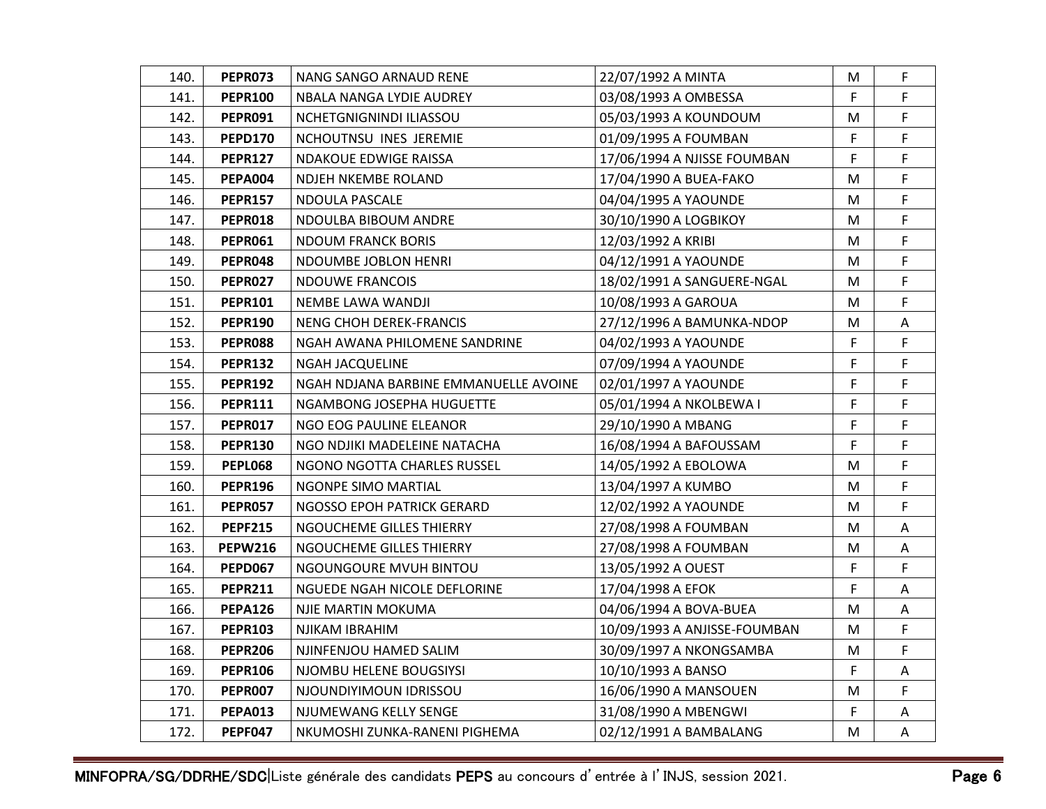| | | | | | |
|---|---|---|---|---|---|
| 140. | **PEPR073** | NANG SANGO ARNAUD RENE | 22/07/1992 A MINTA | M | F |
| 141. | **PEPR100** | NBALA NANGA LYDIE AUDREY | 03/08/1993 A OMBESSA | F | F |
| 142. | **PEPR091** | NCHETGNIGNINDI ILIASSOU | 05/03/1993 A KOUNDOUM | M | F |
| 143. | **PEPD170** | NCHOUTNSU INES JEREMIE | 01/09/1995 A FOUMBAN | F | F |
| 144. | **PEPR127** | NDAKOUE EDWIGE RAISSA | 17/06/1994 A NJISSE FOUMBAN | F | F |
| 145. | **PEPA004** | NDJEH NKEMBE ROLAND | 17/04/1990 A BUEA-FAKO | M | F |
| 146. | **PEPR157** | NDOULA PASCALE | 04/04/1995 A YAOUNDE | M | F |
| 147. | **PEPR018** | NDOULBA BIBOUM ANDRE | 30/10/1990 A LOGBIKOY | M | F |
| 148. | **PEPR061** | NDOUM FRANCK BORIS | 12/03/1992 A KRIBI | M | F |
| 149. | **PEPR048** | NDOUMBE JOBLON HENRI | 04/12/1991 A YAOUNDE | M | F |
| 150. | **PEPR027** | NDOUWE FRANCOIS | 18/02/1991 A SANGUERE-NGAL | M | F |
| 151. | **PEPR101** | NEMBE LAWA WANDJI | 10/08/1993 A GAROUA | M | F |
| 152. | **PEPR190** | NENG CHOH DEREK-FRANCIS | 27/12/1996 A BAMUNKA-NDOP | M | A |
| 153. | **PEPR088** | NGAH AWANA PHILOMENE SANDRINE | 04/02/1993 A YAOUNDE | F | F |
| 154. | **PEPR132** | NGAH JACQUELINE | 07/09/1994 A YAOUNDE | F | F |
| 155. | **PEPR192** | NGAH NDJANA BARBINE EMMANUELLE AVOINE | 02/01/1997 A YAOUNDE | F | F |
| 156. | **PEPR111** | NGAMBONG JOSEPHA HUGUETTE | 05/01/1994 A NKOLBEWA I | F | F |
| 157. | **PEPR017** | NGO EOG PAULINE ELEANOR | 29/10/1990 A MBANG | F | F |
| 158. | **PEPR130** | NGO NDJIKI MADELEINE NATACHA | 16/08/1994 A BAFOUSSAM | F | F |
| 159. | **PEPL068** | NGONO NGOTTA CHARLES RUSSEL | 14/05/1992 A EBOLOWA | M | F |
| 160. | **PEPR196** | NGONPE SIMO MARTIAL | 13/04/1997 A KUMBO | M | F |
| 161. | **PEPR057** | NGOSSO EPOH PATRICK GERARD | 12/02/1992 A YAOUNDE | M | F |
| 162. | **PEPF215** | NGOUCHEME GILLES THIERRY | 27/08/1998 A FOUMBAN | M | A |
| 163. | **PEPW216** | NGOUCHEME GILLES THIERRY | 27/08/1998 A FOUMBAN | M | A |
| 164. | **PEPD067** | NGOUNGOURE MVUH BINTOU | 13/05/1992 A OUEST | F | F |
| 165. | **PEPR211** | NGUEDE NGAH NICOLE DEFLORINE | 17/04/1998 A EFOK | F | A |
| 166. | **PEPA126** | NJIE MARTIN MOKUMA | 04/06/1994 A BOVA-BUEA | M | A |
| 167. | **PEPR103** | NJIKAM IBRAHIM | 10/09/1993 A ANJISSE-FOUMBAN | M | F |
| 168. | **PEPR206** | NJINFENJOU HAMED SALIM | 30/09/1997 A NKONGSAMBA | M | F |
| 169. | **PEPR106** | NJOMBU HELENE BOUGSIYSI | 10/10/1993 A BANSO | F | A |
| 170. | **PEPR007** | NJOUNDIYIMOUN IDRISSOU | 16/06/1990 A MANSOUEN | M | F |
| 171. | **PEPA013** | NJUMEWANG KELLY SENGE | 31/08/1990 A MBENGWI | F | A |
| 172. | **PEPF047** | NKUMOSHI ZUNKA-RANENI PIGHEMA | 02/12/1991 A BAMBALANG | M | A |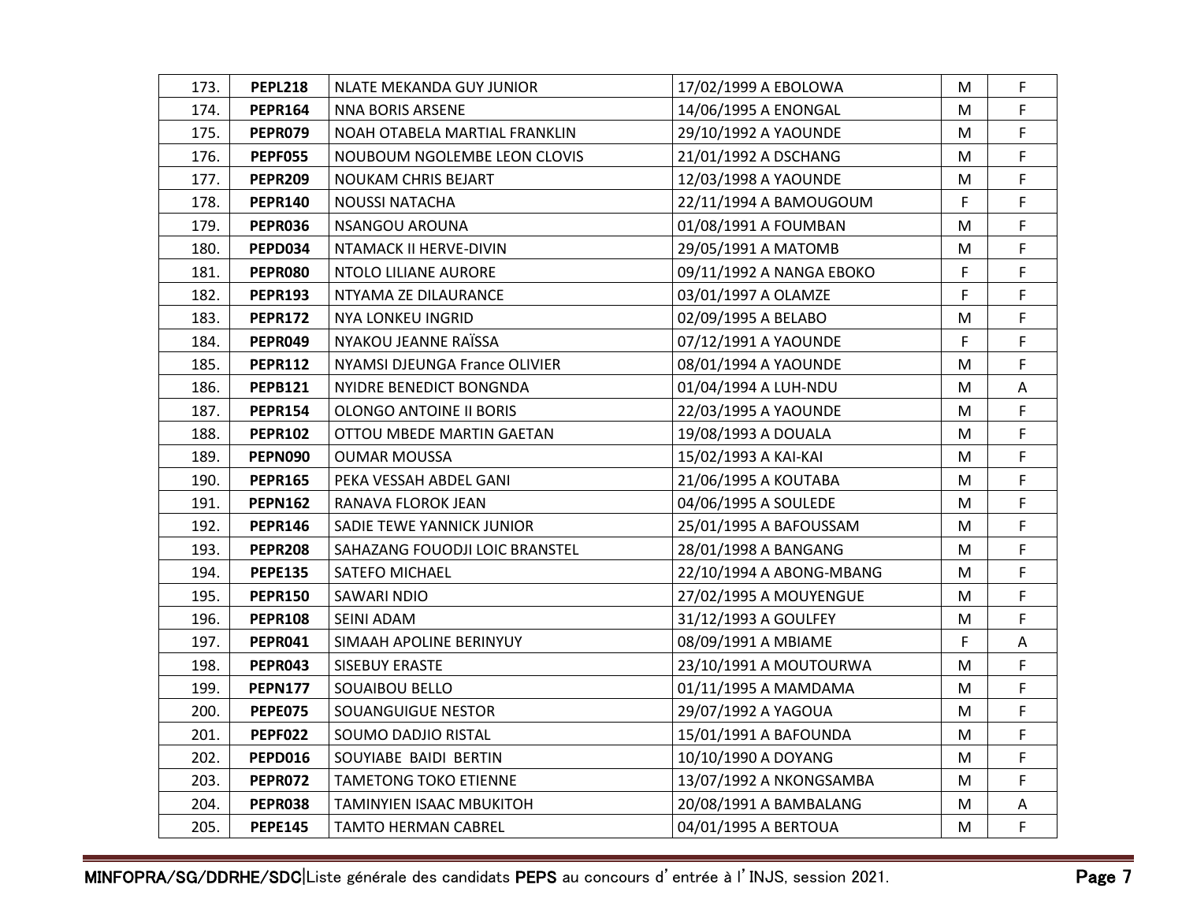| 173. | **PEPL218** | NLATE MEKANDA GUY JUNIOR | 17/02/1999 A EBOLOWA | M | F |
|---|---|---|---|---|---|
| 174. | **PEPR164** | NNA BORIS ARSENE | 14/06/1995 A ENONGAL | M | F |
| 175. | **PEPR079** | NOAH OTABELA MARTIAL FRANKLIN | 29/10/1992 A YAOUNDE | M | F |
| 176. | **PEPF055** | NOUBOUM NGOLEMBE LEON CLOVIS | 21/01/1992 A DSCHANG | M | F |
| 177. | **PEPR209** | NOUKAM CHRIS BEJART | 12/03/1998 A YAOUNDE | M | F |
| 178. | **PEPR140** | NOUSSI NATACHA | 22/11/1994 A BAMOUGOUM | F | F |
| 179. | **PEPR036** | NSANGOU AROUNA | 01/08/1991 A FOUMBAN | M | F |
| 180. | **PEPD034** | NTAMACK II HERVE-DIVIN | 29/05/1991 A MATOMB | M | F |
| 181. | **PEPR080** | NTOLO LILIANE AURORE | 09/11/1992 A NANGA EBOKO | F | F |
| 182. | **PEPR193** | NTYAMA ZE DILAURANCE | 03/01/1997 A OLAMZE | F | F |
| 183. | **PEPR172** | NYA LONKEU INGRID | 02/09/1995 A BELABO | M | F |
| 184. | **PEPR049** | NYAKOU JEANNE RAÏSSA | 07/12/1991 A YAOUNDE | F | F |
| 185. | **PEPR112** | NYAMSI DJEUNGA France OLIVIER | 08/01/1994 A YAOUNDE | M | F |
| 186. | **PEPB121** | NYIDRE BENEDICT BONGNDA | 01/04/1994 A LUH-NDU | M | A |
| 187. | **PEPR154** | OLONGO ANTOINE II BORIS | 22/03/1995 A YAOUNDE | M | F |
| 188. | **PEPR102** | OTTOU MBEDE MARTIN GAETAN | 19/08/1993 A DOUALA | M | F |
| 189. | **PEPN090** | OUMAR MOUSSA | 15/02/1993 A KAI-KAI | M | F |
| 190. | **PEPR165** | PEKA VESSAH ABDEL GANI | 21/06/1995 A KOUTABA | M | F |
| 191. | **PEPN162** | RANAVA FLOROK JEAN | 04/06/1995 A SOULEDE | M | F |
| 192. | **PEPR146** | SADIE TEWE YANNICK JUNIOR | 25/01/1995 A BAFOUSSAM | M | F |
| 193. | **PEPR208** | SAHAZANG FOUODJI LOIC BRANSTEL | 28/01/1998 A BANGANG | M | F |
| 194. | **PEPE135** | SATEFO MICHAEL | 22/10/1994 A ABONG-MBANG | M | F |
| 195. | **PEPR150** | SAWARI NDIO | 27/02/1995 A MOUYENGUE | M | F |
| 196. | **PEPR108** | SEINI ADAM | 31/12/1993 A GOULFEY | M | F |
| 197. | **PEPR041** | SIMAAH APOLINE BERINYUY | 08/09/1991 A MBIAME | F | A |
| 198. | **PEPR043** | SISEBUY ERASTE | 23/10/1991 A MOUTOURWA | M | F |
| 199. | **PEPN177** | SOUAIBOU BELLO | 01/11/1995 A MAMDAMA | M | F |
| 200. | **PEPE075** | SOUANGUIGUE NESTOR | 29/07/1992 A YAGOUA | M | F |
| 201. | **PEPF022** | SOUMO DADJIO RISTAL | 15/01/1991 A BAFOUNDA | M | F |
| 202. | **PEPD016** | SOUYIABE BAIDI BERTIN | 10/10/1990 A DOYANG | M | F |
| 203. | **PEPR072** | TAMETONG TOKO ETIENNE | 13/07/1992 A NKONGSAMBA | M | F |
| 204. | **PEPR038** | TAMINYIEN ISAAC MBUKITOH | 20/08/1991 A BAMBALANG | M | A |
| 205. | **PEPE145** | TAMTO HERMAN CABREL | 04/01/1995 A BERTOUA | M | F |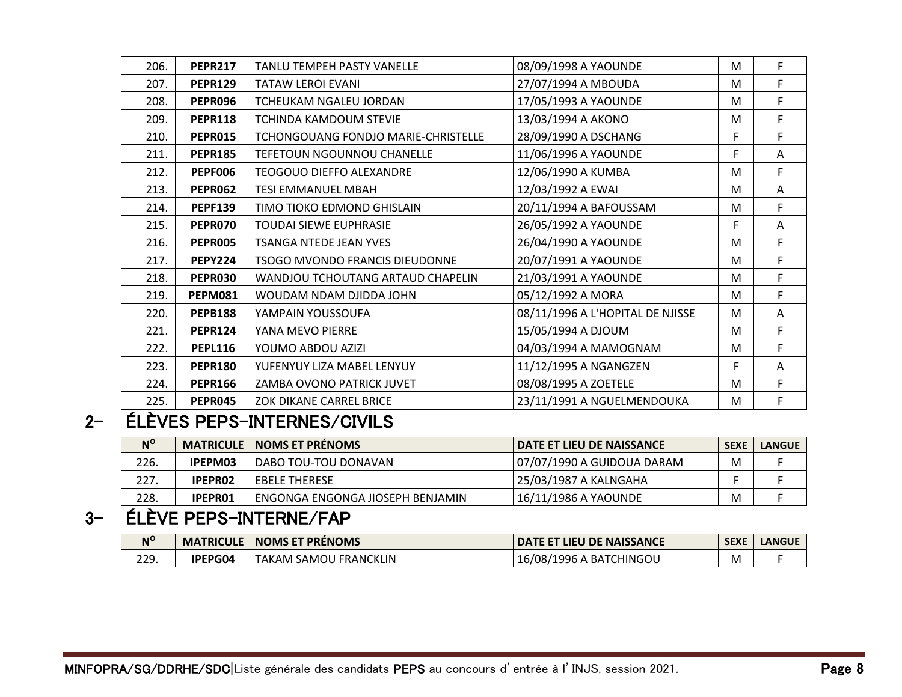| | | | | | |
|---|---|---|---|---|---|
| 206. | **PEPR217** | TANLU TEMPEH PASTY VANELLE | 08/09/1998 A YAOUNDE | M | F |
| 207. | **PEPR129** | TATAW LEROI EVANI | 27/07/1994 A MBOUDA | M | F |
| 208. | **PEPR096** | TCHEUKAM NGALEU JORDAN | 17/05/1993 A YAOUNDE | M | F |
| 209. | **PEPR118** | TCHINDA KAMDOUM STEVIE | 13/03/1994 A AKONO | M | F |
| 210. | **PEPR015** | TCHONGOUANG FONDJO MARIE-CHRISTELLE | 28/09/1990 A DSCHANG | F | F |
| 211. | **PEPR185** | TEFETOUN NGOUNNOU CHANELLE | 11/06/1996 A YAOUNDE | F | A |
| 212. | **PEPF006** | TEOGOUO DIEFFO ALEXANDRE | 12/06/1990 A KUMBA | M | F |
| 213. | **PEPR062** | TESI EMMANUEL MBAH | 12/03/1992 A EWAI | M | A |
| 214. | **PEPF139** | TIMO TIOKO EDMOND GHISLAIN | 20/11/1994 A BAFOUSSAM | M | F |
| 215. | **PEPR070** | TOUDAI SIEWE EUPHRASIE | 26/05/1992 A YAOUNDE | F | A |
| 216. | **PEPR005** | TSANGA NTEDE JEAN YVES | 26/04/1990 A YAOUNDE | M | F |
| 217. | **PEPY224** | TSOGO MVONDO FRANCIS DIEUDONNE | 20/07/1991 A YAOUNDE | M | F |
| 218. | **PEPR030** | WANDJOU TCHOUTANG ARTAUD CHAPELIN | 21/03/1991 A YAOUNDE | M | F |
| 219. | **PEPM081** | WOUDAM NDAM DJIDDA JOHN | 05/12/1992 A MORA | M | F |
| 220. | **PEPB188** | YAMPAIN YOUSSOUFA | 08/11/1996 A L'HOPITAL DE NJISSE | M | A |
| 221. | **PEPR124** | YANA MEVO PIERRE | 15/05/1994 A DJOUM | M | F |
| 222. | **PEPL116** | YOUMO ABDOU AZIZI | 04/03/1994 A MAMOGNAM | M | F |
| 223. | **PEPR180** | YUFENYUY LIZA MABEL LENYUY | 11/12/1995 A NGANGZEN | F | A |
| 224. | **PEPR166** | ZAMBA OVONO PATRICK JUVET | 08/08/1995 A ZOETELE | M | F |
| 225. | **PEPR045** | ZOK DIKANE CARREL BRICE | 23/11/1991 A NGUELMENDOUKA | M | F |

## 2- ÉLÈVES PEPS-INTERNES/CIVILS

| N° | MATRICULE | NOMS ET PRÉNOMS | DATE ET LIEU DE NAISSANCE | SEXE | LANGUE |
|---|---|---|---|---|---|
| 226. | **IPEPM03** | DABO TOU-TOU DONAVAN | 07/07/1990 A GUIDOUA DARAM | M | F |
| 227. | **IPEPR02** | EBELE THERESE | 25/03/1987 A KALNGAHA | F | F |
| 228. | **IPEPR01** | ENGONGA ENGONGA JIOSEPH BENJAMIN | 16/11/1986 A YAOUNDE | M | F |

## 3- ÉLÈVE PEPS-INTERNE/FAP

| N° | MATRICULE | NOMS ET PRÉNOMS | DATE ET LIEU DE NAISSANCE | SEXE | LANGUE |
|---|---|---|---|---|---|
| 229. | **IPEPG04** | TAKAM SAMOU FRANCKLIN | 16/08/1996 A BATCHINGOU | M | F |